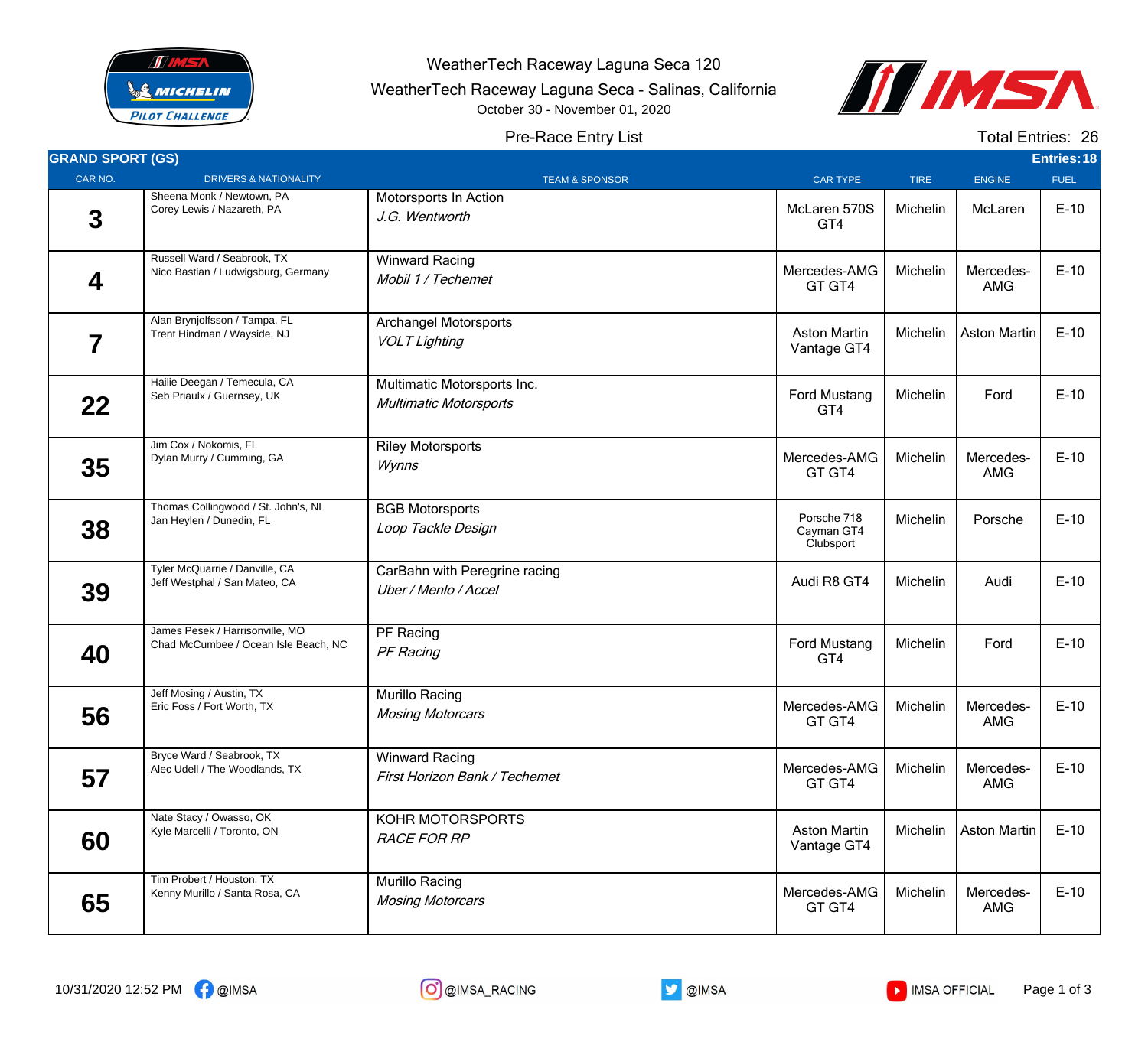WeatherTech Raceway Laguna Seca 120

WeatherTech Raceway Laguna Seca - Salinas, California

October 30 - November 01, 2020

Pre-Race Entry List

Total Entries: 26

## GRAND SPORT (GS)

Entries: 18

| CAR NO. | DRIVERS & NATIONALITY | TEAM & SPONSOR | CAR TYPE | TIRE | ENGINE | FUEL |
|---|---|---|---|---|---|---|
| 3 | Sheena Monk / Newtown, PA<br>Corey Lewis / Nazareth, PA | Motorsports In Action<br>*J.G. Wentworth* | McLaren 570S GT4 | Michelin | McLaren | E-10 |
| 4 | Russell Ward / Seabrook, TX<br>Nico Bastian / Ludwigsburg, Germany | Winward Racing<br>*Mobil 1 / Techemet* | Mercedes-AMG GT GT4 | Michelin | Mercedes-AMG | E-10 |
| 7 | Alan Brynjolfsson / Tampa, FL<br>Trent Hindman / Wayside, NJ | Archangel Motorsports<br>*VOLT Lighting* | Aston Martin Vantage GT4 | Michelin | Aston Martin | E-10 |
| 22 | Hailie Deegan / Temecula, CA<br>Seb Priaulx / Guernsey, UK | Multimatic Motorsports Inc.<br>*Multimatic Motorsports* | Ford Mustang GT4 | Michelin | Ford | E-10 |
| 35 | Jim Cox / Nokomis, FL<br>Dylan Murry / Cumming, GA | Riley Motorsports<br>*Wynns* | Mercedes-AMG GT GT4 | Michelin | Mercedes-AMG | E-10 |
| 38 | Thomas Collingwood / St. John's, NL<br>Jan Heylen / Dunedin, FL | BGB Motorsports<br>*Loop Tackle Design* | Porsche 718 Cayman GT4 Clubsport | Michelin | Porsche | E-10 |
| 39 | Tyler McQuarrie / Danville, CA<br>Jeff Westphal / San Mateo, CA | CarBahn with Peregrine racing<br>*Uber / Menlo / Accel* | Audi R8 GT4 | Michelin | Audi | E-10 |
| 40 | James Pesek / Harrisonville, MO<br>Chad McCumbee / Ocean Isle Beach, NC | PF Racing<br>*PF Racing* | Ford Mustang GT4 | Michelin | Ford | E-10 |
| 56 | Jeff Mosing / Austin, TX<br>Eric Foss / Fort Worth, TX | Murillo Racing<br>*Mosing Motorcars* | Mercedes-AMG GT GT4 | Michelin | Mercedes-AMG | E-10 |
| 57 | Bryce Ward / Seabrook, TX<br>Alec Udell / The Woodlands, TX | Winward Racing<br>*First Horizon Bank / Techemet* | Mercedes-AMG GT GT4 | Michelin | Mercedes-AMG | E-10 |
| 60 | Nate Stacy / Owasso, OK<br>Kyle Marcelli / Toronto, ON | KOHR MOTORSPORTS<br>*RACE FOR RP* | Aston Martin Vantage GT4 | Michelin | Aston Martin | E-10 |
| 65 | Tim Probert / Houston, TX<br>Kenny Murillo / Santa Rosa, CA | Murillo Racing<br>*Mosing Motorcars* | Mercedes-AMG GT GT4 | Michelin | Mercedes-AMG | E-10 |

10/31/2020 12:52 PM @IMSA @IMSA_RACING @IMSA IMSA OFFICIAL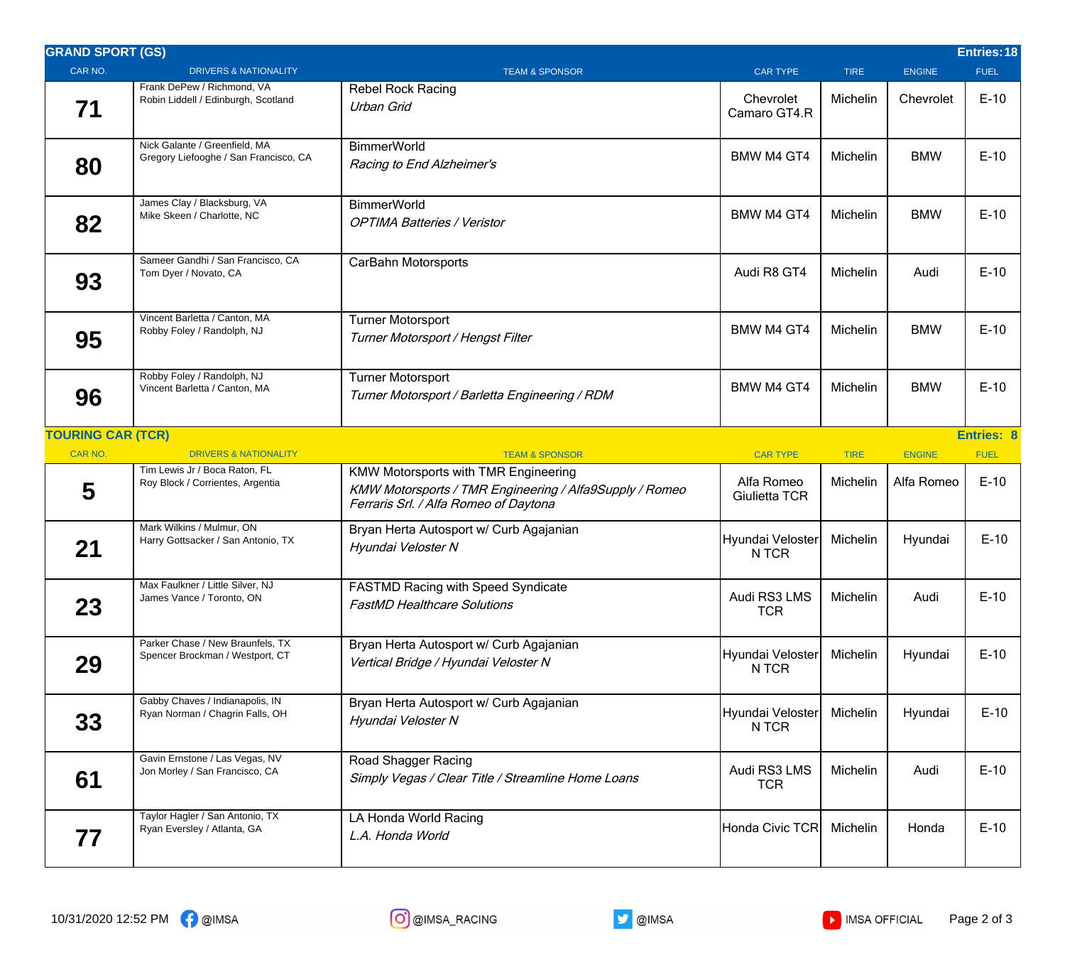## GRAND SPORT (GS)

Entries: 18

| CAR NO. | DRIVERS & NATIONALITY | TEAM & SPONSOR | CAR TYPE | TIRE | ENGINE | FUEL |
|---|---|---|---|---|---|---|
| 71 | Frank DePew / Richmond, VA<br>Robin Liddell / Edinburgh, Scotland | Rebel Rock Racing<br>*Urban Grid* | Chevrolet Camaro GT4.R | Michelin | Chevrolet | E-10 |
| 80 | Nick Galante / Greenfield, MA<br>Gregory Liefooghe / San Francisco, CA | BimmerWorld<br>*Racing to End Alzheimer's* | BMW M4 GT4 | Michelin | BMW | E-10 |
| 82 | James Clay / Blacksburg, VA<br>Mike Skeen / Charlotte, NC | BimmerWorld<br>*OPTIMA Batteries / Veristor* | BMW M4 GT4 | Michelin | BMW | E-10 |
| 93 | Sameer Gandhi / San Francisco, CA<br>Tom Dyer / Novato, CA | CarBahn Motorsports | Audi R8 GT4 | Michelin | Audi | E-10 |
| 95 | Vincent Barletta / Canton, MA<br>Robby Foley / Randolph, NJ | Turner Motorsport<br>*Turner Motorsport / Hengst Filter* | BMW M4 GT4 | Michelin | BMW | E-10 |
| 96 | Robby Foley / Randolph, NJ<br>Vincent Barletta / Canton, MA | Turner Motorsport<br>*Turner Motorsport / Barletta Engineering / RDM* | BMW M4 GT4 | Michelin | BMW | E-10 |

## TOURING CAR (TCR)

Entries: 8

| CAR NO. | DRIVERS & NATIONALITY | TEAM & SPONSOR | CAR TYPE | TIRE | ENGINE | FUEL |
|---|---|---|---|---|---|---|
| 5 | Tim Lewis Jr / Boca Raton, FL<br>Roy Block / Corrientes, Argentia | KMW Motorsports with TMR Engineering<br>*KMW Motorsports / TMR Engineering / Alfa9Supply / Romeo Ferraris Srl. / Alfa Romeo of Daytona* | Alfa Romeo Giulietta TCR | Michelin | Alfa Romeo | E-10 |
| 21 | Mark Wilkins / Mulmur, ON<br>Harry Gottsacker / San Antonio, TX | Bryan Herta Autosport w/ Curb Agajanian<br>*Hyundai Veloster N* | Hyundai Veloster N TCR | Michelin | Hyundai | E-10 |
| 23 | Max Faulkner / Little Silver, NJ<br>James Vance / Toronto, ON | FASTMD Racing with Speed Syndicate<br>*FastMD Healthcare Solutions* | Audi RS3 LMS TCR | Michelin | Audi | E-10 |
| 29 | Parker Chase / New Braunfels, TX<br>Spencer Brockman / Westport, CT | Bryan Herta Autosport w/ Curb Agajanian<br>*Vertical Bridge / Hyundai Veloster N* | Hyundai Veloster N TCR | Michelin | Hyundai | E-10 |
| 33 | Gabby Chaves / Indianapolis, IN<br>Ryan Norman / Chagrin Falls, OH | Bryan Herta Autosport w/ Curb Agajanian<br>*Hyundai Veloster N* | Hyundai Veloster N TCR | Michelin | Hyundai | E-10 |
| 61 | Gavin Ernstone / Las Vegas, NV<br>Jon Morley / San Francisco, CA | Road Shagger Racing<br>*Simply Vegas / Clear Title / Streamline Home Loans* | Audi RS3 LMS TCR | Michelin | Audi | E-10 |
| 77 | Taylor Hagler / San Antonio, TX<br>Ryan Eversley / Atlanta, GA | LA Honda World Racing<br>*L.A. Honda World* | Honda Civic TCR | Michelin | Honda | E-10 |

10/31/2020 12:52 PM @IMSA @IMSA_RACING @IMSA IMSA OFFICIAL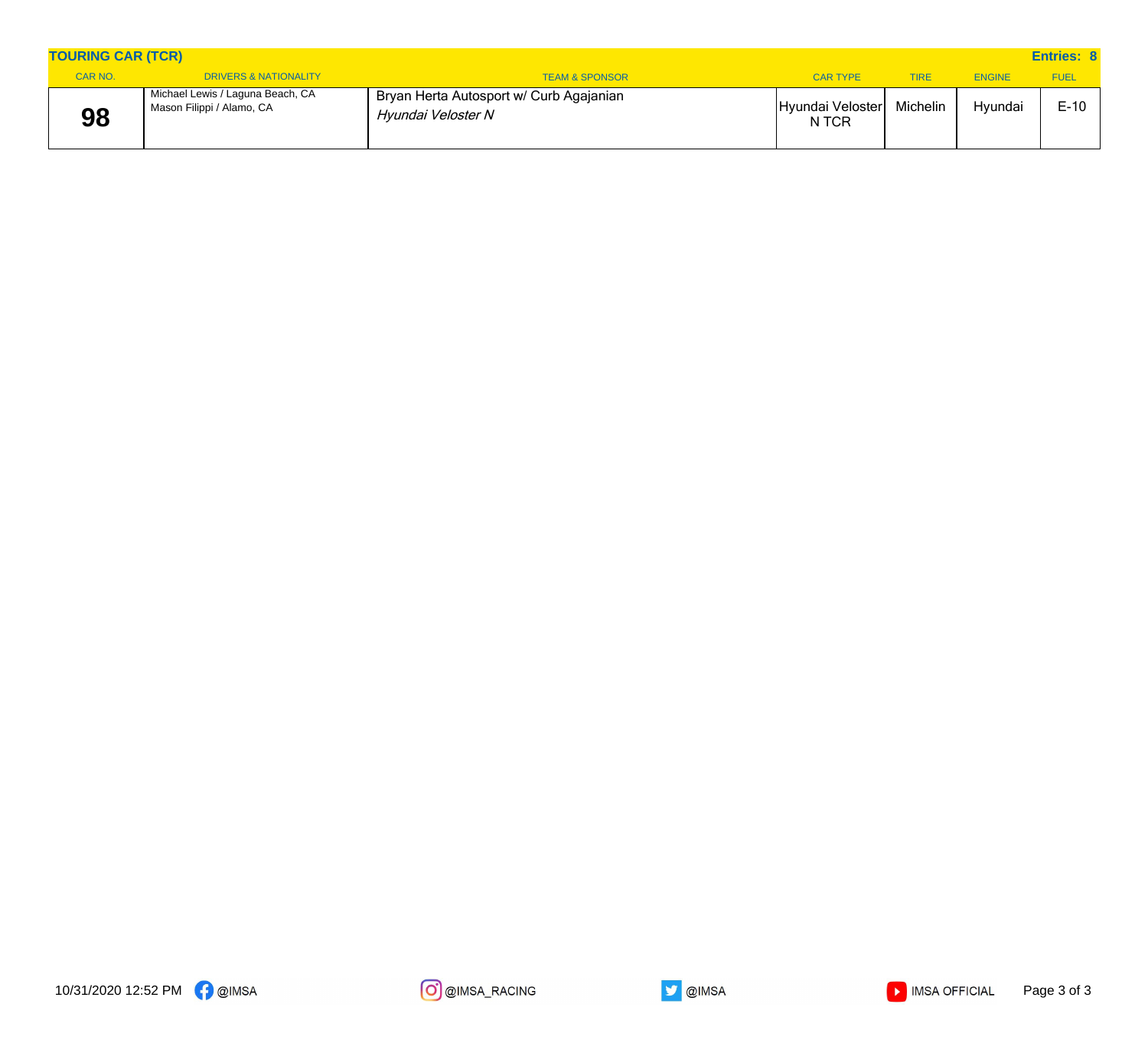## TOURING CAR (TCR)

**Entries: 8**

| CAR NO. | DRIVERS & NATIONALITY | TEAM & SPONSOR | CAR TYPE | TIRE | ENGINE | FUEL |
|---|---|---|---|---|---|---|
| **98** | Michael Lewis / Laguna Beach, CA<br>Mason Filippi / Alamo, CA | Bryan Herta Autosport w/ Curb Agajanian<br>*Hyundai Veloster N* | Hyundai Veloster N TCR | Michelin | Hyundai | E-10 |

10/31/2020 12:52 PM @IMSA @IMSA_RACING @IMSA IMSA OFFICIAL